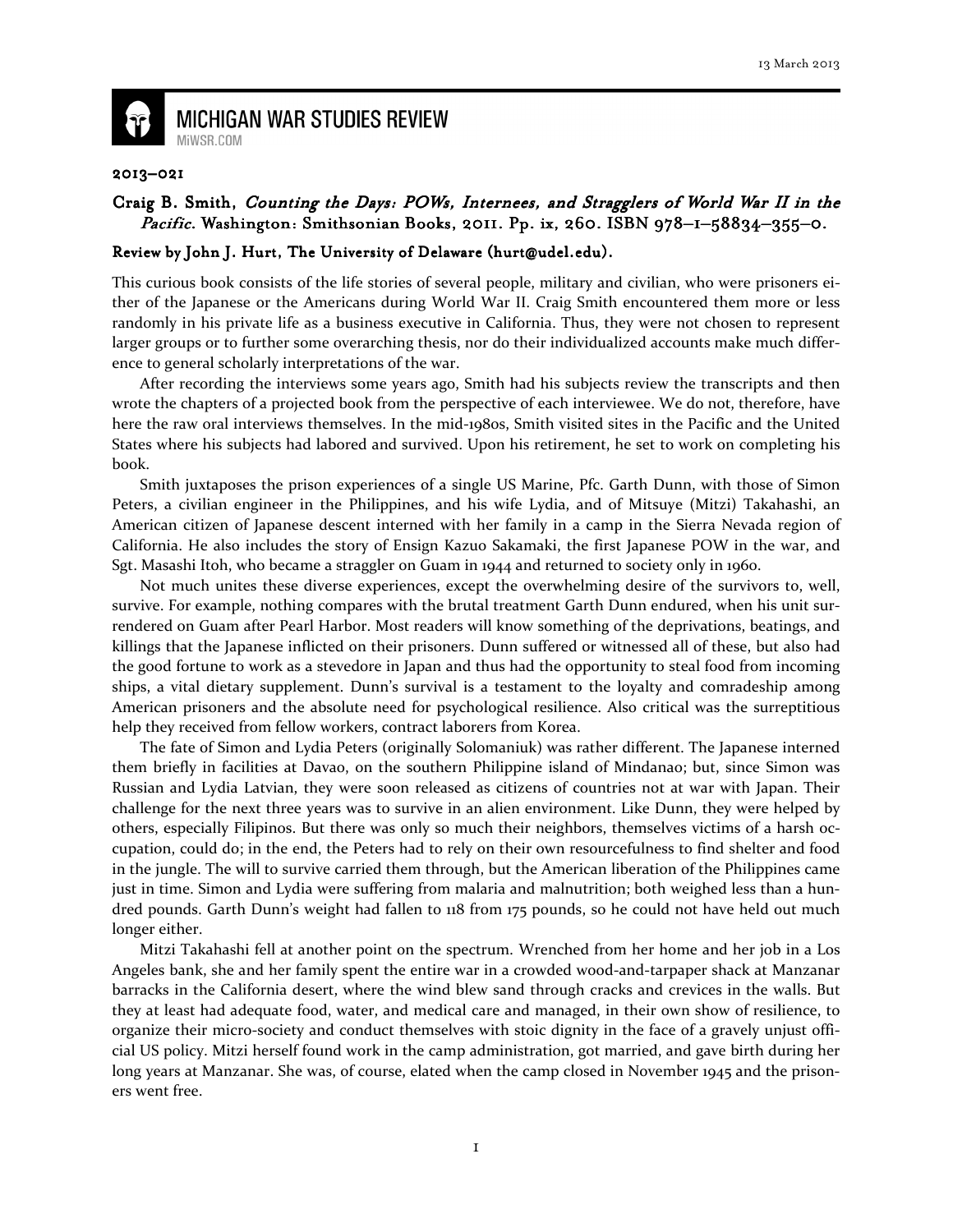# MICHIGAN WAR STUDIES REVIEW

MiWSR.COM

13 March 2013

2013–021

## Craig B. Smith, *Counting the Days: POWs, Internees, and Stragglers of World War II in the Pacific*. Washington: Smithsonian Books, 2011. Pp. ix, 260. ISBN 978–1–58834–355–0.

### Review by John J. Hurt, The University of Delaware (hurt@udel.edu).

This curious book consists of the life stories of several people, military and civilian, who were prisoners either of the Japanese or the Americans during World War II. Craig Smith encountered them more or less randomly in his private life as a business executive in California. Thus, they were not chosen to represent larger groups or to further some overarching thesis, nor do their individualized accounts make much difference to general scholarly interpretations of the war.

After recording the interviews some years ago, Smith had his subjects review the transcripts and then wrote the chapters of a projected book from the perspective of each interviewee. We do not, therefore, have here the raw oral interviews themselves. In the mid-1980s, Smith visited sites in the Pacific and the United States where his subjects had labored and survived. Upon his retirement, he set to work on completing his book.

Smith juxtaposes the prison experiences of a single US Marine, Pfc. Garth Dunn, with those of Simon Peters, a civilian engineer in the Philippines, and his wife Lydia, and of Mitsuye (Mitzi) Takahashi, an American citizen of Japanese descent interned with her family in a camp in the Sierra Nevada region of California. He also includes the story of Ensign Kazuo Sakamaki, the first Japanese POW in the war, and Sgt. Masashi Itoh, who became a straggler on Guam in 1944 and returned to society only in 1960.

Not much unites these diverse experiences, except the overwhelming desire of the survivors to, well, survive. For example, nothing compares with the brutal treatment Garth Dunn endured, when his unit surrendered on Guam after Pearl Harbor. Most readers will know something of the deprivations, beatings, and killings that the Japanese inflicted on their prisoners. Dunn suffered or witnessed all of these, but also had the good fortune to work as a stevedore in Japan and thus had the opportunity to steal food from incoming ships, a vital dietary supplement. Dunn's survival is a testament to the loyalty and comradeship among American prisoners and the absolute need for psychological resilience. Also critical was the surreptitious help they received from fellow workers, contract laborers from Korea.

The fate of Simon and Lydia Peters (originally Solomaniuk) was rather different. The Japanese interned them briefly in facilities at Davao, on the southern Philippine island of Mindanao; but, since Simon was Russian and Lydia Latvian, they were soon released as citizens of countries not at war with Japan. Their challenge for the next three years was to survive in an alien environment. Like Dunn, they were helped by others, especially Filipinos. But there was only so much their neighbors, themselves victims of a harsh occupation, could do; in the end, the Peters had to rely on their own resourcefulness to find shelter and food in the jungle. The will to survive carried them through, but the American liberation of the Philippines came just in time. Simon and Lydia were suffering from malaria and malnutrition; both weighed less than a hundred pounds. Garth Dunn's weight had fallen to 118 from 175 pounds, so he could not have held out much longer either.

Mitzi Takahashi fell at another point on the spectrum. Wrenched from her home and her job in a Los Angeles bank, she and her family spent the entire war in a crowded wood-and-tarpaper shack at Manzanar barracks in the California desert, where the wind blew sand through cracks and crevices in the walls. But they at least had adequate food, water, and medical care and managed, in their own show of resilience, to organize their micro-society and conduct themselves with stoic dignity in the face of a gravely unjust official US policy. Mitzi herself found work in the camp administration, got married, and gave birth during her long years at Manzanar. She was, of course, elated when the camp closed in November 1945 and the prisoners went free.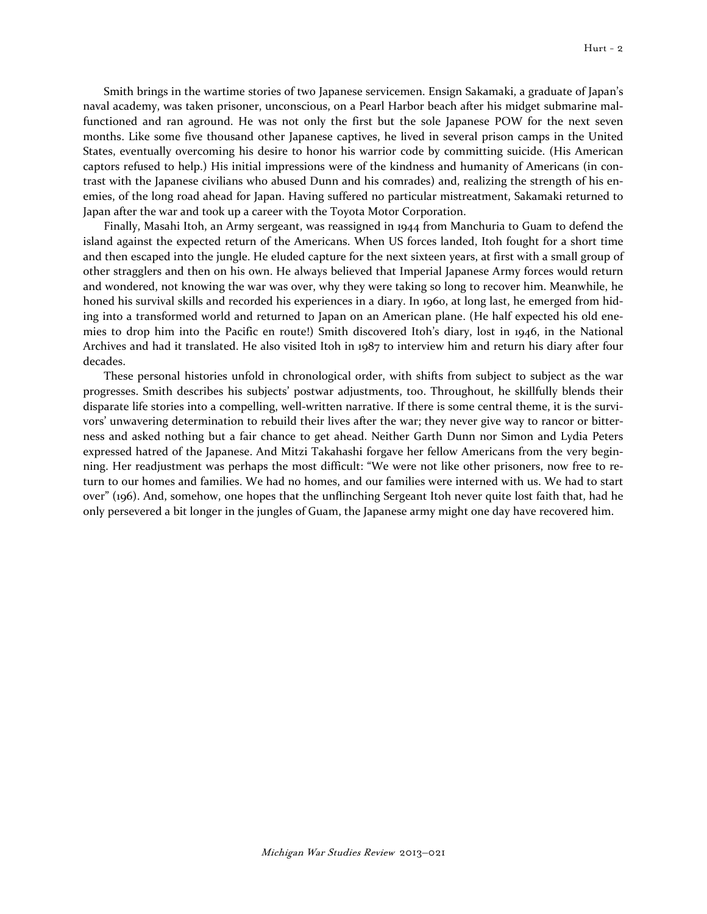Smith brings in the wartime stories of two Japanese servicemen. Ensign Sakamaki, a graduate of Japan's naval academy, was taken prisoner, unconscious, on a Pearl Harbor beach after his midget submarine malfunctioned and ran aground. He was not only the first but the sole Japanese POW for the next seven months. Like some five thousand other Japanese captives, he lived in several prison camps in the United States, eventually overcoming his desire to honor his warrior code by committing suicide. (His American captors refused to help.) His initial impressions were of the kindness and humanity of Americans (in contrast with the Japanese civilians who abused Dunn and his comrades) and, realizing the strength of his enemies, of the long road ahead for Japan. Having suffered no particular mistreatment, Sakamaki returned to Japan after the war and took up a career with the Toyota Motor Corporation.

Finally, Masahi Itoh, an Army sergeant, was reassigned in 1944 from Manchuria to Guam to defend the island against the expected return of the Americans. When US forces landed, Itoh fought for a short time and then escaped into the jungle. He eluded capture for the next sixteen years, at first with a small group of other stragglers and then on his own. He always believed that Imperial Japanese Army forces would return and wondered, not knowing the war was over, why they were taking so long to recover him. Meanwhile, he honed his survival skills and recorded his experiences in a diary. In 1960, at long last, he emerged from hiding into a transformed world and returned to Japan on an American plane. (He half expected his old enemies to drop him into the Pacific en route!) Smith discovered Itoh's diary, lost in 1946, in the National Archives and had it translated. He also visited Itoh in 1987 to interview him and return his diary after four decades.

These personal histories unfold in chronological order, with shifts from subject to subject as the war progresses. Smith describes his subjects' postwar adjustments, too. Throughout, he skillfully blends their disparate life stories into a compelling, well-written narrative. If there is some central theme, it is the survivors' unwavering determination to rebuild their lives after the war; they never give way to rancor or bitterness and asked nothing but a fair chance to get ahead. Neither Garth Dunn nor Simon and Lydia Peters expressed hatred of the Japanese. And Mitzi Takahashi forgave her fellow Americans from the very beginning. Her readjustment was perhaps the most difficult: "We were not like other prisoners, now free to return to our homes and families. We had no homes, and our families were interned with us. We had to start over" (196). And, somehow, one hopes that the unflinching Sergeant Itoh never quite lost faith that, had he only persevered a bit longer in the jungles of Guam, the Japanese army might one day have recovered him.